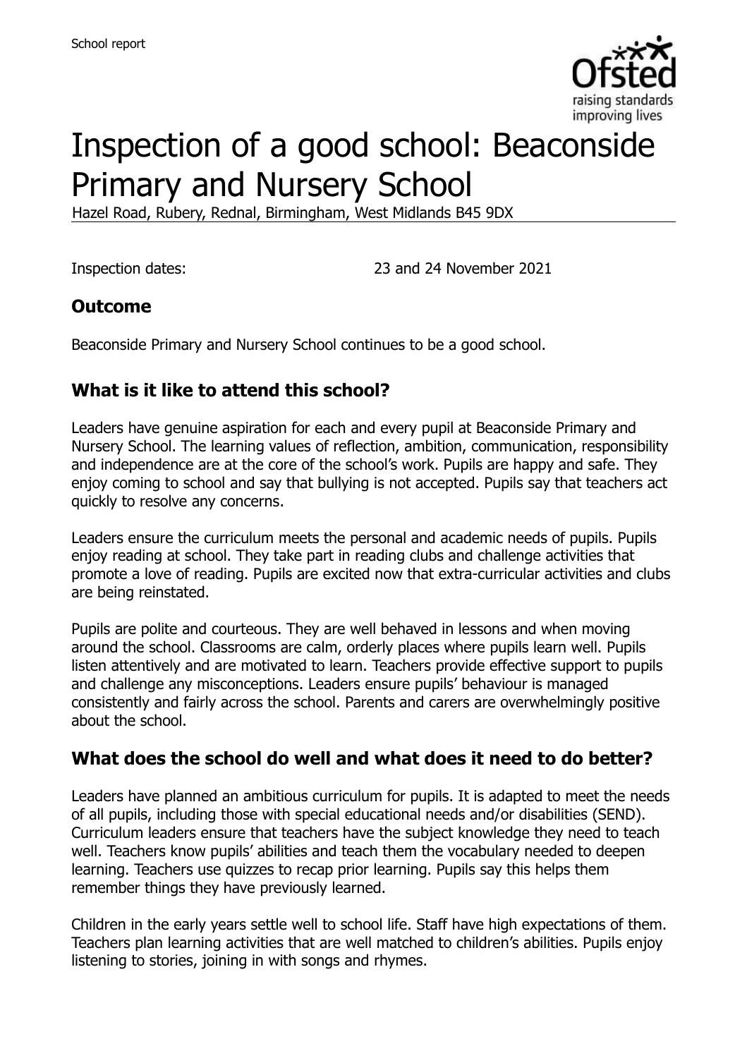School report

# Inspection of a good school: Beaconside Primary and Nursery School

Hazel Road, Rubery, Rednal, Birmingham, West Midlands B45 9DX

Inspection dates: 23 and 24 November 2021

## Outcome

Beaconside Primary and Nursery School continues to be a good school.

## What is it like to attend this school?

Leaders have genuine aspiration for each and every pupil at Beaconside Primary and Nursery School. The learning values of reflection, ambition, communication, responsibility and independence are at the core of the school's work. Pupils are happy and safe. They enjoy coming to school and say that bullying is not accepted. Pupils say that teachers act quickly to resolve any concerns.

Leaders ensure the curriculum meets the personal and academic needs of pupils. Pupils enjoy reading at school. They take part in reading clubs and challenge activities that promote a love of reading. Pupils are excited now that extra-curricular activities and clubs are being reinstated.

Pupils are polite and courteous. They are well behaved in lessons and when moving around the school. Classrooms are calm, orderly places where pupils learn well. Pupils listen attentively and are motivated to learn. Teachers provide effective support to pupils and challenge any misconceptions. Leaders ensure pupils' behaviour is managed consistently and fairly across the school. Parents and carers are overwhelmingly positive about the school.

## What does the school do well and what does it need to do better?

Leaders have planned an ambitious curriculum for pupils. It is adapted to meet the needs of all pupils, including those with special educational needs and/or disabilities (SEND). Curriculum leaders ensure that teachers have the subject knowledge they need to teach well. Teachers know pupils' abilities and teach them the vocabulary needed to deepen learning. Teachers use quizzes to recap prior learning. Pupils say this helps them remember things they have previously learned.

Children in the early years settle well to school life. Staff have high expectations of them. Teachers plan learning activities that are well matched to children's abilities. Pupils enjoy listening to stories, joining in with songs and rhymes.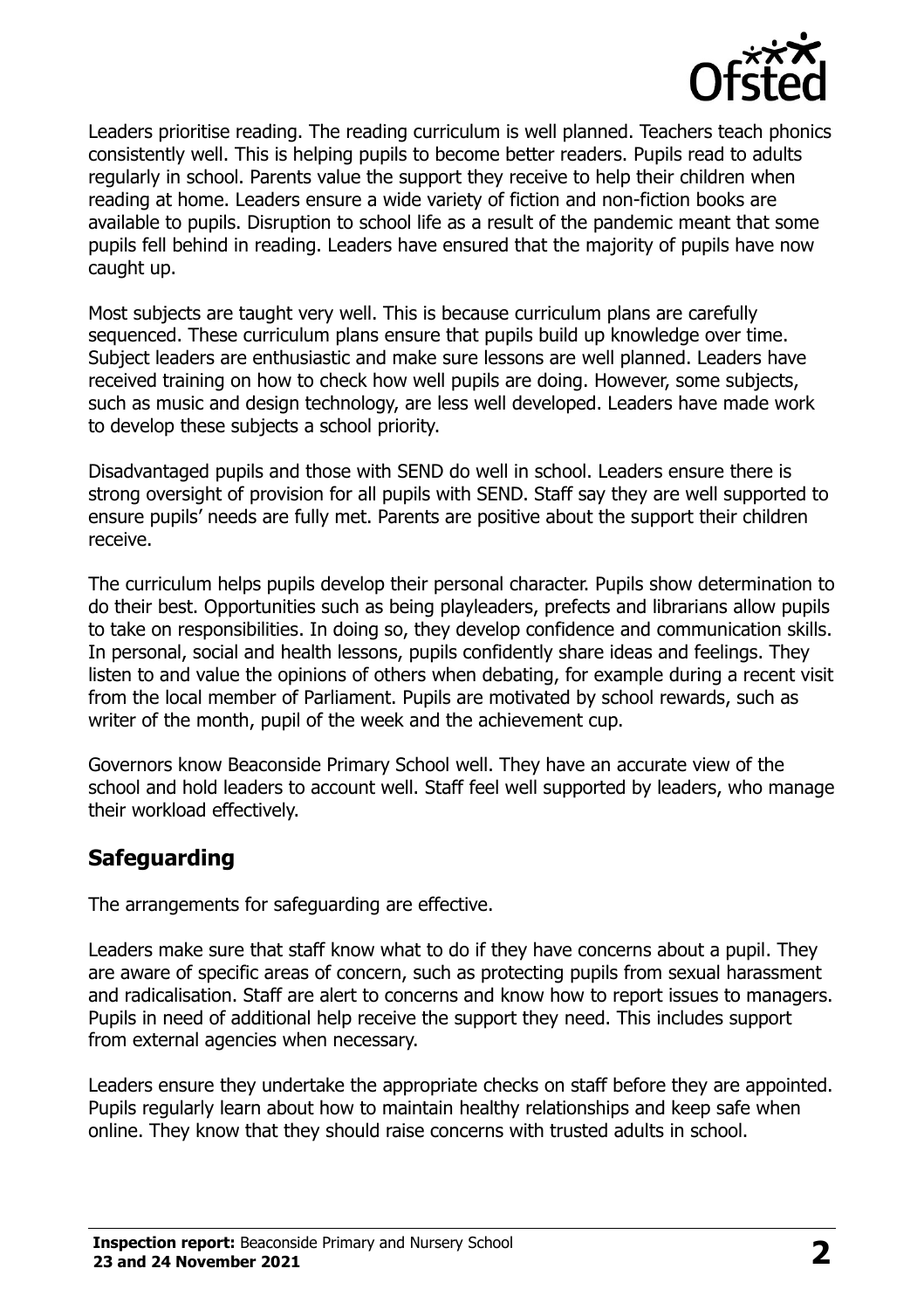Leaders prioritise reading. The reading curriculum is well planned. Teachers teach phonics consistently well. This is helping pupils to become better readers. Pupils read to adults regularly in school. Parents value the support they receive to help their children when reading at home. Leaders ensure a wide variety of fiction and non-fiction books are available to pupils. Disruption to school life as a result of the pandemic meant that some pupils fell behind in reading. Leaders have ensured that the majority of pupils have now caught up.

Most subjects are taught very well. This is because curriculum plans are carefully sequenced. These curriculum plans ensure that pupils build up knowledge over time. Subject leaders are enthusiastic and make sure lessons are well planned. Leaders have received training on how to check how well pupils are doing. However, some subjects, such as music and design technology, are less well developed. Leaders have made work to develop these subjects a school priority.

Disadvantaged pupils and those with SEND do well in school. Leaders ensure there is strong oversight of provision for all pupils with SEND. Staff say they are well supported to ensure pupils' needs are fully met. Parents are positive about the support their children receive.

The curriculum helps pupils develop their personal character. Pupils show determination to do their best. Opportunities such as being playleaders, prefects and librarians allow pupils to take on responsibilities. In doing so, they develop confidence and communication skills. In personal, social and health lessons, pupils confidently share ideas and feelings. They listen to and value the opinions of others when debating, for example during a recent visit from the local member of Parliament. Pupils are motivated by school rewards, such as writer of the month, pupil of the week and the achievement cup.

Governors know Beaconside Primary School well. They have an accurate view of the school and hold leaders to account well. Staff feel well supported by leaders, who manage their workload effectively.

## Safeguarding

The arrangements for safeguarding are effective.

Leaders make sure that staff know what to do if they have concerns about a pupil. They are aware of specific areas of concern, such as protecting pupils from sexual harassment and radicalisation. Staff are alert to concerns and know how to report issues to managers. Pupils in need of additional help receive the support they need. This includes support from external agencies when necessary.

Leaders ensure they undertake the appropriate checks on staff before they are appointed. Pupils regularly learn about how to maintain healthy relationships and keep safe when online. They know that they should raise concerns with trusted adults in school.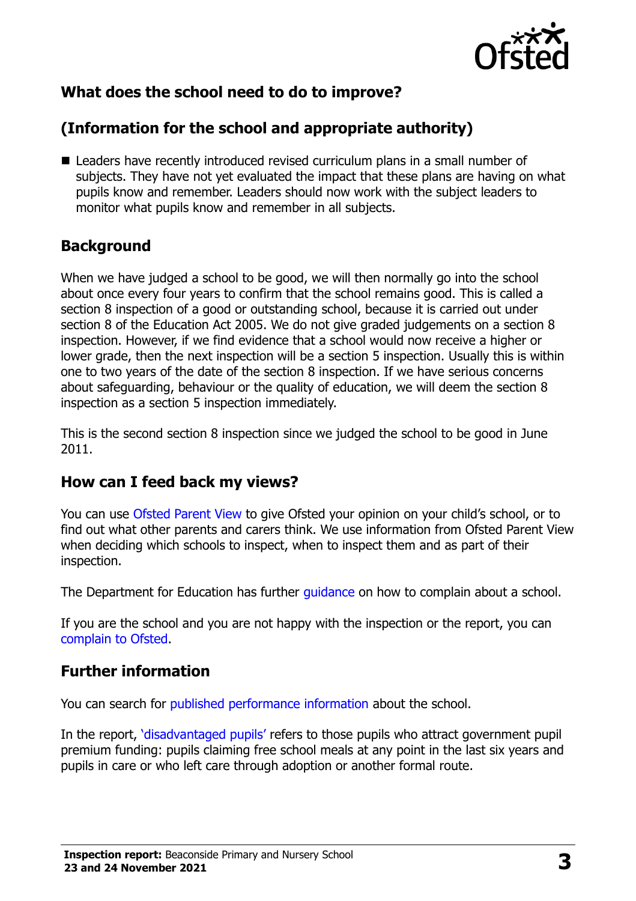## What does the school need to do to improve?

## (Information for the school and appropriate authority)

- Leaders have recently introduced revised curriculum plans in a small number of subjects. They have not yet evaluated the impact that these plans are having on what pupils know and remember. Leaders should now work with the subject leaders to monitor what pupils know and remember in all subjects.

## Background

When we have judged a school to be good, we will then normally go into the school about once every four years to confirm that the school remains good. This is called a section 8 inspection of a good or outstanding school, because it is carried out under section 8 of the Education Act 2005. We do not give graded judgements on a section 8 inspection. However, if we find evidence that a school would now receive a higher or lower grade, then the next inspection will be a section 5 inspection. Usually this is within one to two years of the date of the section 8 inspection. If we have serious concerns about safeguarding, behaviour or the quality of education, we will deem the section 8 inspection as a section 5 inspection immediately.

This is the second section 8 inspection since we judged the school to be good in June 2011.

## How can I feed back my views?

You can use Ofsted Parent View to give Ofsted your opinion on your child's school, or to find out what other parents and carers think. We use information from Ofsted Parent View when deciding which schools to inspect, when to inspect them and as part of their inspection.

The Department for Education has further guidance on how to complain about a school.

If you are the school and you are not happy with the inspection or the report, you can complain to Ofsted.

## Further information

You can search for published performance information about the school.

In the report, 'disadvantaged pupils' refers to those pupils who attract government pupil premium funding: pupils claiming free school meals at any point in the last six years and pupils in care or who left care through adoption or another formal route.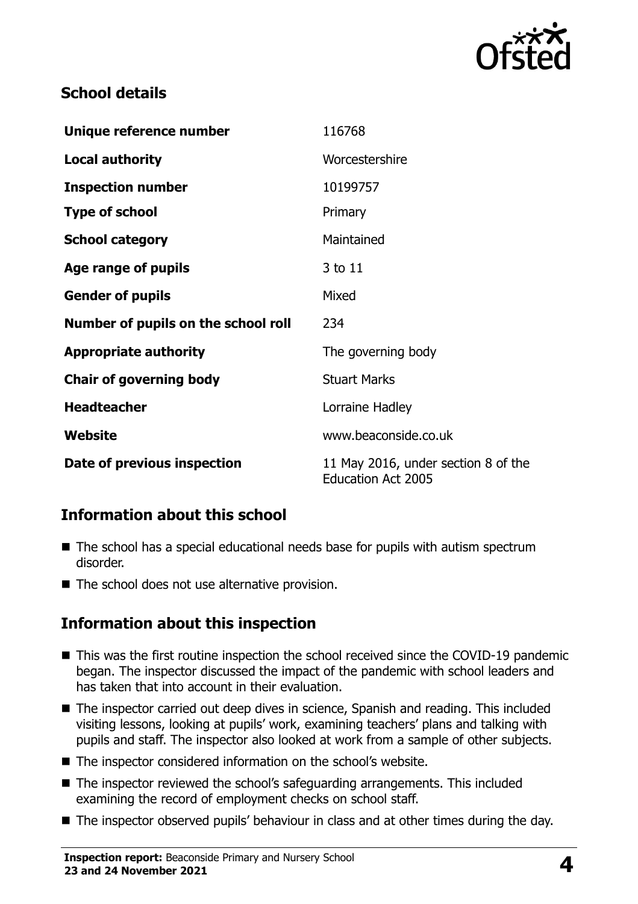## School details

| | |
|---|---|
| **Unique reference number** | 116768 |
| **Local authority** | Worcestershire |
| **Inspection number** | 10199757 |
| **Type of school** | Primary |
| **School category** | Maintained |
| **Age range of pupils** | 3 to 11 |
| **Gender of pupils** | Mixed |
| **Number of pupils on the school roll** | 234 |
| **Appropriate authority** | The governing body |
| **Chair of governing body** | Stuart Marks |
| **Headteacher** | Lorraine Hadley |
| **Website** | www.beaconside.co.uk |
| **Date of previous inspection** | 11 May 2016, under section 8 of the Education Act 2005 |

## Information about this school

- The school has a special educational needs base for pupils with autism spectrum disorder.
- The school does not use alternative provision.

## Information about this inspection

- This was the first routine inspection the school received since the COVID-19 pandemic began. The inspector discussed the impact of the pandemic with school leaders and has taken that into account in their evaluation.
- The inspector carried out deep dives in science, Spanish and reading. This included visiting lessons, looking at pupils' work, examining teachers' plans and talking with pupils and staff. The inspector also looked at work from a sample of other subjects.
- The inspector considered information on the school's website.
- The inspector reviewed the school's safeguarding arrangements. This included examining the record of employment checks on school staff.
- The inspector observed pupils' behaviour in class and at other times during the day.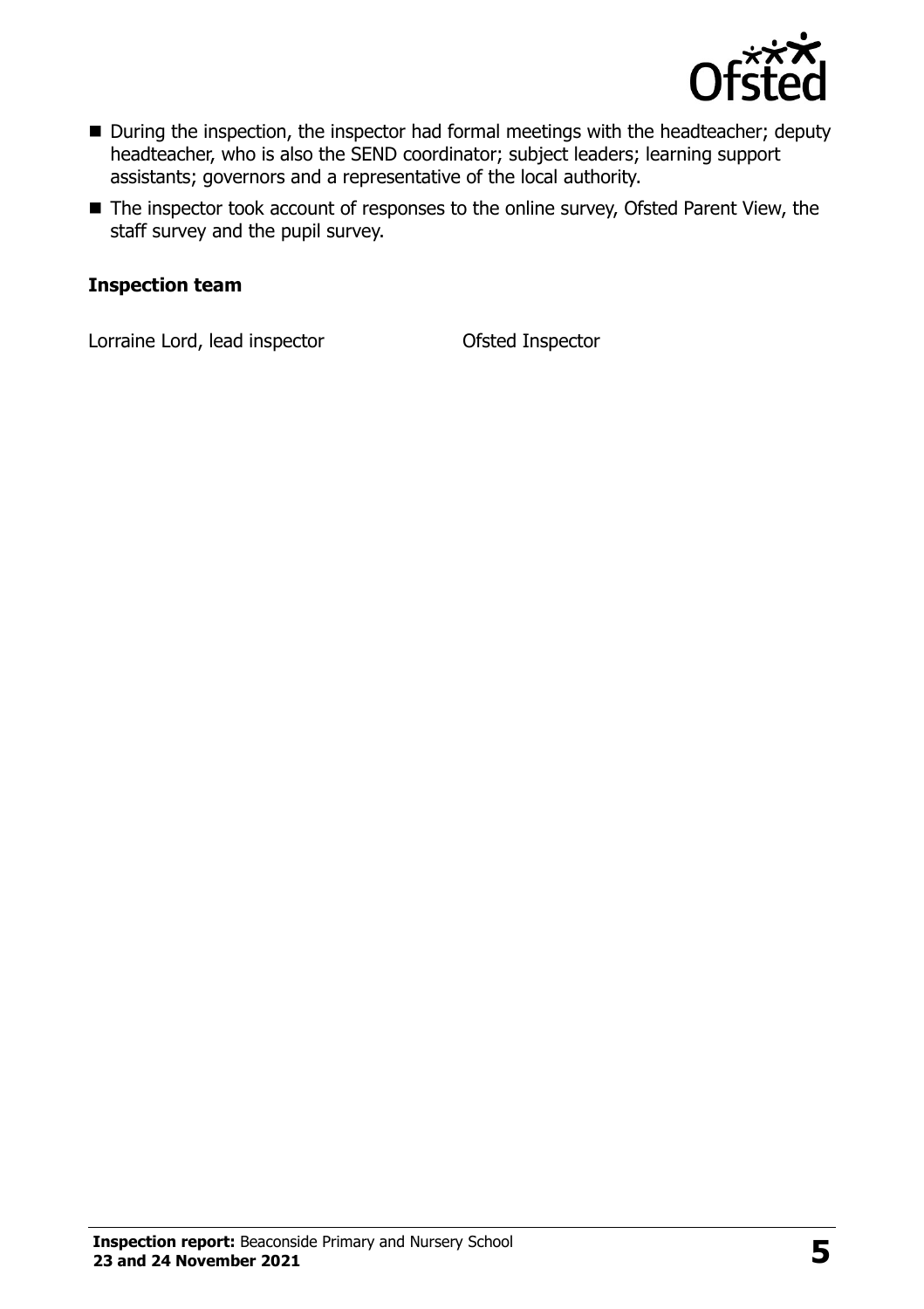- During the inspection, the inspector had formal meetings with the headteacher; deputy headteacher, who is also the SEND coordinator; subject leaders; learning support assistants; governors and a representative of the local authority.
- The inspector took account of responses to the online survey, Ofsted Parent View, the staff survey and the pupil survey.

### Inspection team

| | |
|---|---|
| Lorraine Lord, lead inspector | Ofsted Inspector |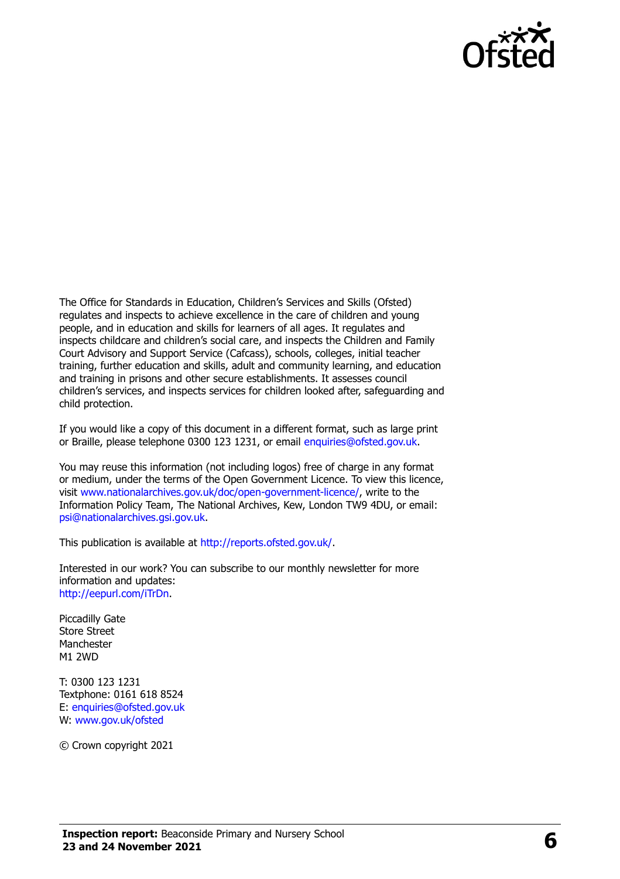The Office for Standards in Education, Children's Services and Skills (Ofsted) regulates and inspects to achieve excellence in the care of children and young people, and in education and skills for learners of all ages. It regulates and inspects childcare and children's social care, and inspects the Children and Family Court Advisory and Support Service (Cafcass), schools, colleges, initial teacher training, further education and skills, adult and community learning, and education and training in prisons and other secure establishments. It assesses council children's services, and inspects services for children looked after, safeguarding and child protection.

If you would like a copy of this document in a different format, such as large print or Braille, please telephone 0300 123 1231, or email enquiries@ofsted.gov.uk.

You may reuse this information (not including logos) free of charge in any format or medium, under the terms of the Open Government Licence. To view this licence, visit www.nationalarchives.gov.uk/doc/open-government-licence/, write to the Information Policy Team, The National Archives, Kew, London TW9 4DU, or email: psi@nationalarchives.gsi.gov.uk.

This publication is available at http://reports.ofsted.gov.uk/.

Interested in our work? You can subscribe to our monthly newsletter for more information and updates:
http://eepurl.com/iTrDn.

Piccadilly Gate
Store Street
Manchester
M1 2WD

T: 0300 123 1231
Textphone: 0161 618 8524
E: enquiries@ofsted.gov.uk
W: www.gov.uk/ofsted

© Crown copyright 2021